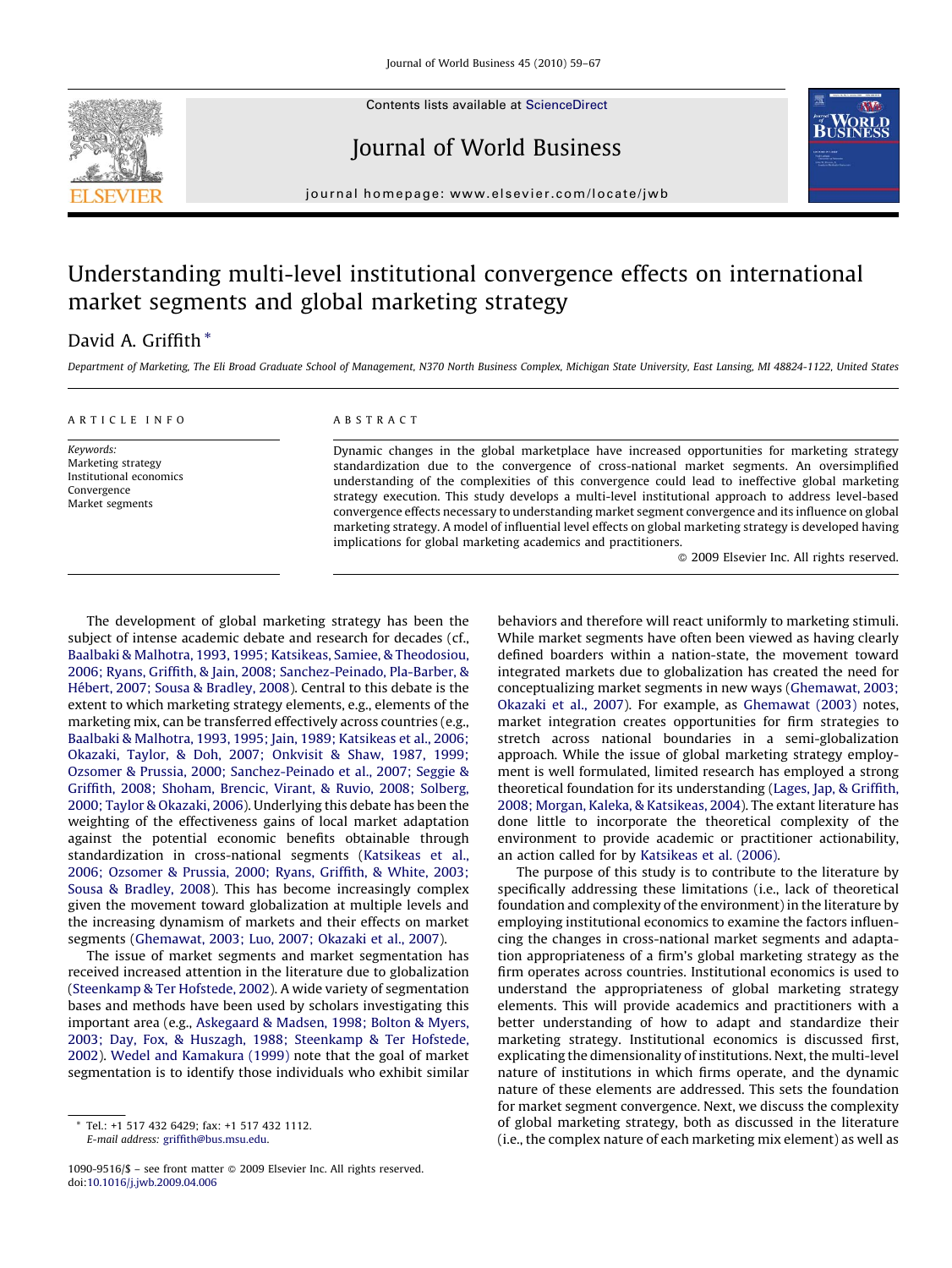# Understanding multi-level institutional convergence effects on international market segments and global marketing strategy

David A. Griffith *

*Department of Marketing, The Eli Broad Graduate School of Management, N370 North Business Complex, Michigan State University, East Lansing, MI 48824-1122, United States*

## ARTICLE INFO

*Keywords:*
Marketing strategy
Institutional economics
Convergence
Market segments

## ABSTRACT

Dynamic changes in the global marketplace have increased opportunities for marketing strategy standardization due to the convergence of cross-national market segments. An oversimplified understanding of the complexities of this convergence could lead to ineffective global marketing strategy execution. This study develops a multi-level institutional approach to address level-based convergence effects necessary to understanding market segment convergence and its influence on global marketing strategy. A model of influential level effects on global marketing strategy is developed having implications for global marketing academics and practitioners.

© 2009 Elsevier Inc. All rights reserved.

The development of global marketing strategy has been the subject of intense academic debate and research for decades (cf., Baalbaki & Malhotra, 1993, 1995; Katsikeas, Samiee, & Theodosiou, 2006; Ryans, Griffith, & Jain, 2008; Sanchez-Peinado, Pla-Barber, & Hébert, 2007; Sousa & Bradley, 2008). Central to this debate is the extent to which marketing strategy elements, e.g., elements of the marketing mix, can be transferred effectively across countries (e.g., Baalbaki & Malhotra, 1993, 1995; Jain, 1989; Katsikeas et al., 2006; Okazaki, Taylor, & Doh, 2007; Onkvisit & Shaw, 1987, 1999; Ozsomer & Prussia, 2000; Sanchez-Peinado et al., 2007; Seggie & Griffith, 2008; Shoham, Brencic, Virant, & Ruvio, 2008; Solberg, 2000; Taylor & Okazaki, 2006). Underlying this debate has been the weighting of the effectiveness gains of local market adaptation against the potential economic benefits obtainable through standardization in cross-national segments (Katsikeas et al., 2006; Ozsomer & Prussia, 2000; Ryans, Griffith, & White, 2003; Sousa & Bradley, 2008). This has become increasingly complex given the movement toward globalization at multiple levels and the increasing dynamism of markets and their effects on market segments (Ghemawat, 2003; Luo, 2007; Okazaki et al., 2007).

The issue of market segments and market segmentation has received increased attention in the literature due to globalization (Steenkamp & Ter Hofstede, 2002). A wide variety of segmentation bases and methods have been used by scholars investigating this important area (e.g., Askegaard & Madsen, 1998; Bolton & Myers, 2003; Day, Fox, & Huszagh, 1988; Steenkamp & Ter Hofstede, 2002). Wedel and Kamakura (1999) note that the goal of market segmentation is to identify those individuals who exhibit similar behaviors and therefore will react uniformly to marketing stimuli. While market segments have often been viewed as having clearly defined boarders within a nation-state, the movement toward integrated markets due to globalization has created the need for conceptualizing market segments in new ways (Ghemawat, 2003; Okazaki et al., 2007). For example, as Ghemawat (2003) notes, market integration creates opportunities for firm strategies to stretch across national boundaries in a semi-globalization approach. While the issue of global marketing strategy employment is well formulated, limited research has employed a strong theoretical foundation for its understanding (Lages, Jap, & Griffith, 2008; Morgan, Kaleka, & Katsikeas, 2004). The extant literature has done little to incorporate the theoretical complexity of the environment to provide academic or practitioner actionability, an action called for by Katsikeas et al. (2006).

The purpose of this study is to contribute to the literature by specifically addressing these limitations (i.e., lack of theoretical foundation and complexity of the environment) in the literature by employing institutional economics to examine the factors influencing the changes in cross-national market segments and adaptation appropriateness of a firm's global marketing strategy as the firm operates across countries. Institutional economics is used to understand the appropriateness of global marketing strategy elements. This will provide academics and practitioners with a better understanding of how to adapt and standardize their marketing strategy. Institutional economics is discussed first, explicating the dimensionality of institutions. Next, the multi-level nature of institutions in which firms operate, and the dynamic nature of these elements are addressed. This sets the foundation for market segment convergence. Next, we discuss the complexity of global marketing strategy, both as discussed in the literature (i.e., the complex nature of each marketing mix element) as well as

* Tel.: +1 517 432 6429; fax: +1 517 432 1112.
*E-mail address:* griffith@bus.msu.edu.

1090-9516/$ – see front matter © 2009 Elsevier Inc. All rights reserved.
doi:10.1016/j.jwb.2009.04.006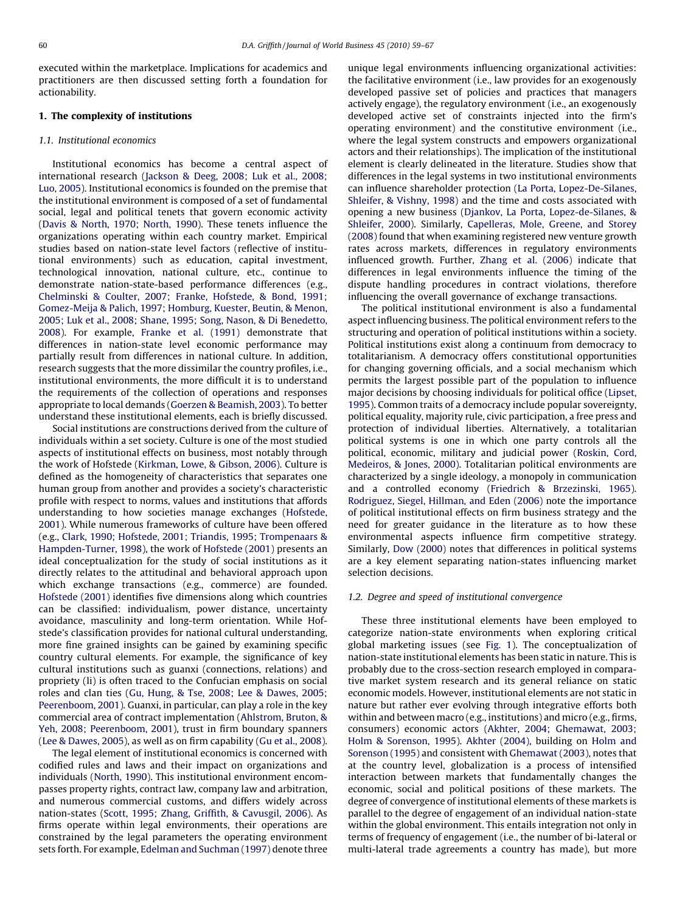executed within the marketplace. Implications for academics and practitioners are then discussed setting forth a foundation for actionability.

## 1. The complexity of institutions

### 1.1. Institutional economics

Institutional economics has become a central aspect of international research (Jackson & Deeg, 2008; Luk et al., 2008; Luo, 2005). Institutional economics is founded on the premise that the institutional environment is composed of a set of fundamental social, legal and political tenets that govern economic activity (Davis & North, 1970; North, 1990). These tenets influence the organizations operating within each country market. Empirical studies based on nation-state level factors (reflective of institutional environments) such as education, capital investment, technological innovation, national culture, etc., continue to demonstrate nation-state-based performance differences (e.g., Chelminski & Coulter, 2007; Franke, Hofstede, & Bond, 1991; Gomez-Meija & Palich, 1997; Homburg, Kuester, Beutin, & Menon, 2005; Luk et al., 2008; Shane, 1995; Song, Nason, & Di Benedetto, 2008). For example, Franke et al. (1991) demonstrate that differences in nation-state level economic performance may partially result from differences in national culture. In addition, research suggests that the more dissimilar the country profiles, i.e., institutional environments, the more difficult it is to understand the requirements of the collection of operations and responses appropriate to local demands (Goerzen & Beamish, 2003). To better understand these institutional elements, each is briefly discussed.

Social institutions are constructions derived from the culture of individuals within a set society. Culture is one of the most studied aspects of institutional effects on business, most notably through the work of Hofstede (Kirkman, Lowe, & Gibson, 2006). Culture is defined as the homogeneity of characteristics that separates one human group from another and provides a society's characteristic profile with respect to norms, values and institutions that affords understanding to how societies manage exchanges (Hofstede, 2001). While numerous frameworks of culture have been offered (e.g., Clark, 1990; Hofstede, 2001; Triandis, 1995; Trompenaars & Hampden-Turner, 1998), the work of Hofstede (2001) presents an ideal conceptualization for the study of social institutions as it directly relates to the attitudinal and behavioral approach upon which exchange transactions (e.g., commerce) are founded. Hofstede (2001) identifies five dimensions along which countries can be classified: individualism, power distance, uncertainty avoidance, masculinity and long-term orientation. While Hofstede's classification provides for national cultural understanding, more fine grained insights can be gained by examining specific country cultural elements. For example, the significance of key cultural institutions such as guanxi (connections, relations) and propriety (li) is often traced to the Confucian emphasis on social roles and clan ties (Gu, Hung, & Tse, 2008; Lee & Dawes, 2005; Peerenboom, 2001). Guanxi, in particular, can play a role in the key commercial area of contract implementation (Ahlstrom, Bruton, & Yeh, 2008; Peerenboom, 2001), trust in firm boundary spanners (Lee & Dawes, 2005), as well as on firm capability (Gu et al., 2008).

The legal element of institutional economics is concerned with codified rules and laws and their impact on organizations and individuals (North, 1990). This institutional environment encompasses property rights, contract law, company law and arbitration, and numerous commercial customs, and differs widely across nation-states (Scott, 1995; Zhang, Griffith, & Cavusgil, 2006). As firms operate within legal environments, their operations are constrained by the legal parameters the operating environment sets forth. For example, Edelman and Suchman (1997) denote three unique legal environments influencing organizational activities: the facilitative environment (i.e., law provides for an exogenously developed passive set of policies and practices that managers actively engage), the regulatory environment (i.e., an exogenously developed active set of constraints injected into the firm's operating environment) and the constitutive environment (i.e., where the legal system constructs and empowers organizational actors and their relationships). The implication of the institutional element is clearly delineated in the literature. Studies show that differences in the legal systems in two institutional environments can influence shareholder protection (La Porta, Lopez-De-Silanes, Shleifer, & Vishny, 1998) and the time and costs associated with opening a new business (Djankov, La Porta, Lopez-de-Silanes, & Shleifer, 2000). Similarly, Capelleras, Mole, Greene, and Storey (2008) found that when examining registered new venture growth rates across markets, differences in regulatory environments influenced growth. Further, Zhang et al. (2006) indicate that differences in legal environments influence the timing of the dispute handling procedures in contract violations, therefore influencing the overall governance of exchange transactions.

The political institutional environment is also a fundamental aspect influencing business. The political environment refers to the structuring and operation of political institutions within a society. Political institutions exist along a continuum from democracy to totalitarianism. A democracy offers constitutional opportunities for changing governing officials, and a social mechanism which permits the largest possible part of the population to influence major decisions by choosing individuals for political office (Lipset, 1995). Common traits of a democracy include popular sovereignty, political equality, majority rule, civic participation, a free press and protection of individual liberties. Alternatively, a totalitarian political systems is one in which one party controls all the political, economic, military and judicial power (Roskin, Cord, Medeiros, & Jones, 2000). Totalitarian political environments are characterized by a single ideology, a monopoly in communication and a controlled economy (Friedrich & Brzezinski, 1965). Rodriguez, Siegel, Hillman, and Eden (2006) note the importance of political institutional effects on firm business strategy and the need for greater guidance in the literature as to how these environmental aspects influence firm competitive strategy. Similarly, Dow (2000) notes that differences in political systems are a key element separating nation-states influencing market selection decisions.

### 1.2. Degree and speed of institutional convergence

These three institutional elements have been employed to categorize nation-state environments when exploring critical global marketing issues (see Fig. 1). The conceptualization of nation-state institutional elements has been static in nature. This is probably due to the cross-section research employed in comparative market system research and its general reliance on static economic models. However, institutional elements are not static in nature but rather ever evolving through integrative efforts both within and between macro (e.g., institutions) and micro (e.g., firms, consumers) economic actors (Akhter, 2004; Ghemawat, 2003; Holm & Sorenson, 1995). Akhter (2004), building on Holm and Sorenson (1995) and consistent with Ghemawat (2003), notes that at the country level, globalization is a process of intensified interaction between markets that fundamentally changes the economic, social and political positions of these markets. The degree of convergence of institutional elements of these markets is parallel to the degree of engagement of an individual nation-state within the global environment. This entails integration not only in terms of frequency of engagement (i.e., the number of bi-lateral or multi-lateral trade agreements a country has made), but more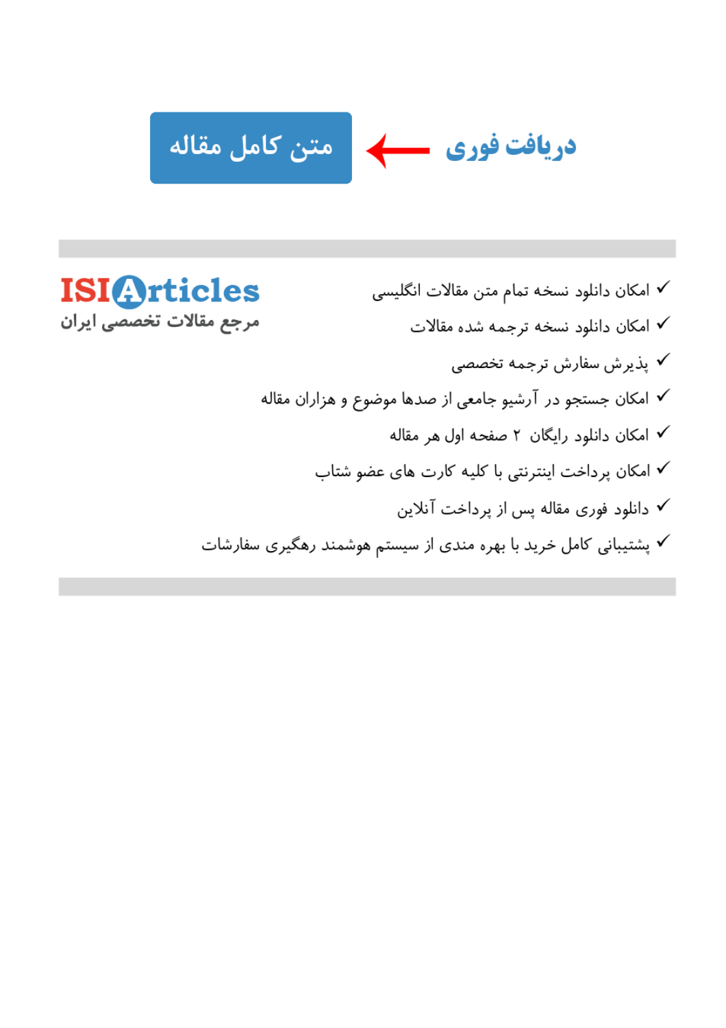دریافت فوری ← متن کامل مقاله

ISIArticles
مرجع مقالات تخصصی ایران

- ✓ امکان دانلود نسخه تمام متن مقالات انگلیسی
- ✓ امکان دانلود نسخه ترجمه شده مقالات
- ✓ پذیرش سفارش ترجمه تخصصی
- ✓ امکان جستجو در آرشیو جامعی از صدها موضوع و هزاران مقاله
- ✓ امکان دانلود رایگان ۲ صفحه اول هر مقاله
- ✓ امکان پرداخت اینترنتی با کلیه کارت های عضو شتاب
- ✓ دانلود فوری مقاله پس از پرداخت آنلاین
- ✓ پشتیبانی کامل خرید با بهره مندی از سیستم هوشمند رهگیری سفارشات